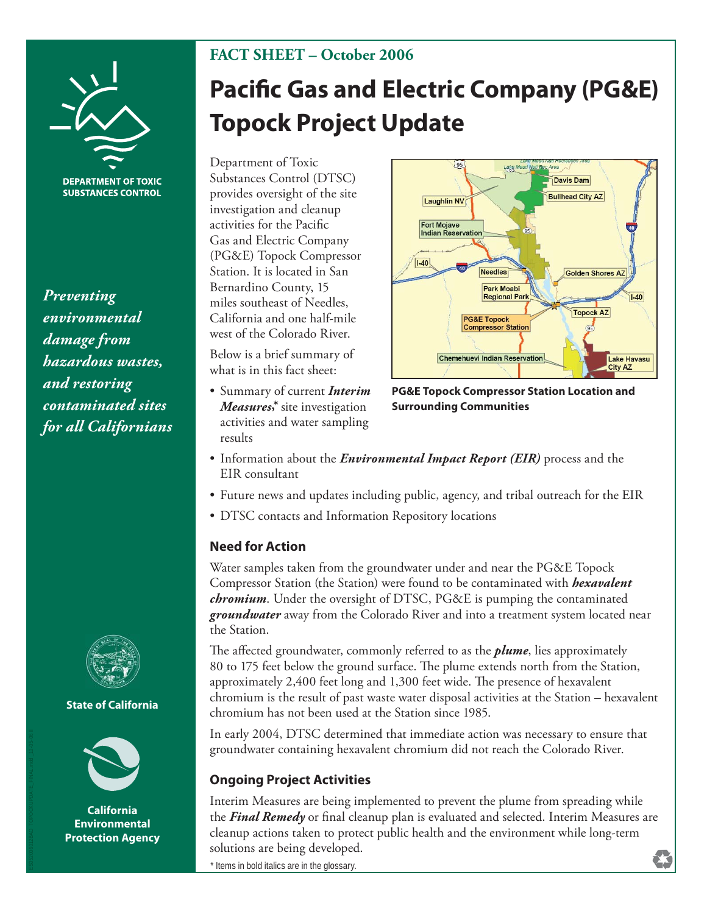**DEPARTMENT OF TOXIC SUBSTANCES CONTROL**

*Preventing environmental damage from hazardous wastes, and restoring contaminated sites for all Californians*

**State of California**

**California Environmental Protection Agency**

## FACT SHEET – October 2006

# Pacific Gas and Electric Company (PG&E) Topock Project Update

Department of Toxic Substances Control (DTSC) provides oversight of the site investigation and cleanup activities for the Pacific Gas and Electric Company (PG&E) Topock Compressor Station. It is located in San Bernardino County, 15 miles southeast of Needles, California and one half-mile west of the Colorado River.

**PG&E Topock Compressor Station Location and Surrounding Communities**

Below is a brief summary of what is in this fact sheet:

- Summary of current ***Interim Measures*** ,* site investigation activities and water sampling results
- Information about the ***Environmental Impact Report (EIR)*** process and the EIR consultant
- Future news and updates including public, agency, and tribal outreach for the EIR
- DTSC contacts and Information Repository locations

## Need for Action

Water samples taken from the groundwater under and near the PG&E Topock Compressor Station (the Station) were found to be contaminated with ***hexavalent chromium***. Under the oversight of DTSC, PG&E is pumping the contaminated ***groundwater*** away from the Colorado River and into a treatment system located near the Station.

The affected groundwater, commonly referred to as the ***plume***, lies approximately 80 to 175 feet below the ground surface. The plume extends north from the Station, approximately 2,400 feet long and 1,300 feet wide. The presence of hexavalent chromium is the result of past waste water disposal activities at the Station – hexavalent chromium has not been used at the Station since 1985.

In early 2004, DTSC determined that immediate action was necessary to ensure that groundwater containing hexavalent chromium did not reach the Colorado River.

## Ongoing Project Activities

Interim Measures are being implemented to prevent the plume from spreading while the ***Final Remedy*** or final cleanup plan is evaluated and selected. Interim Measures are cleanup actions taken to protect public health and the environment while long-term solutions are being developed.

\* Items in bold italics are in the glossary.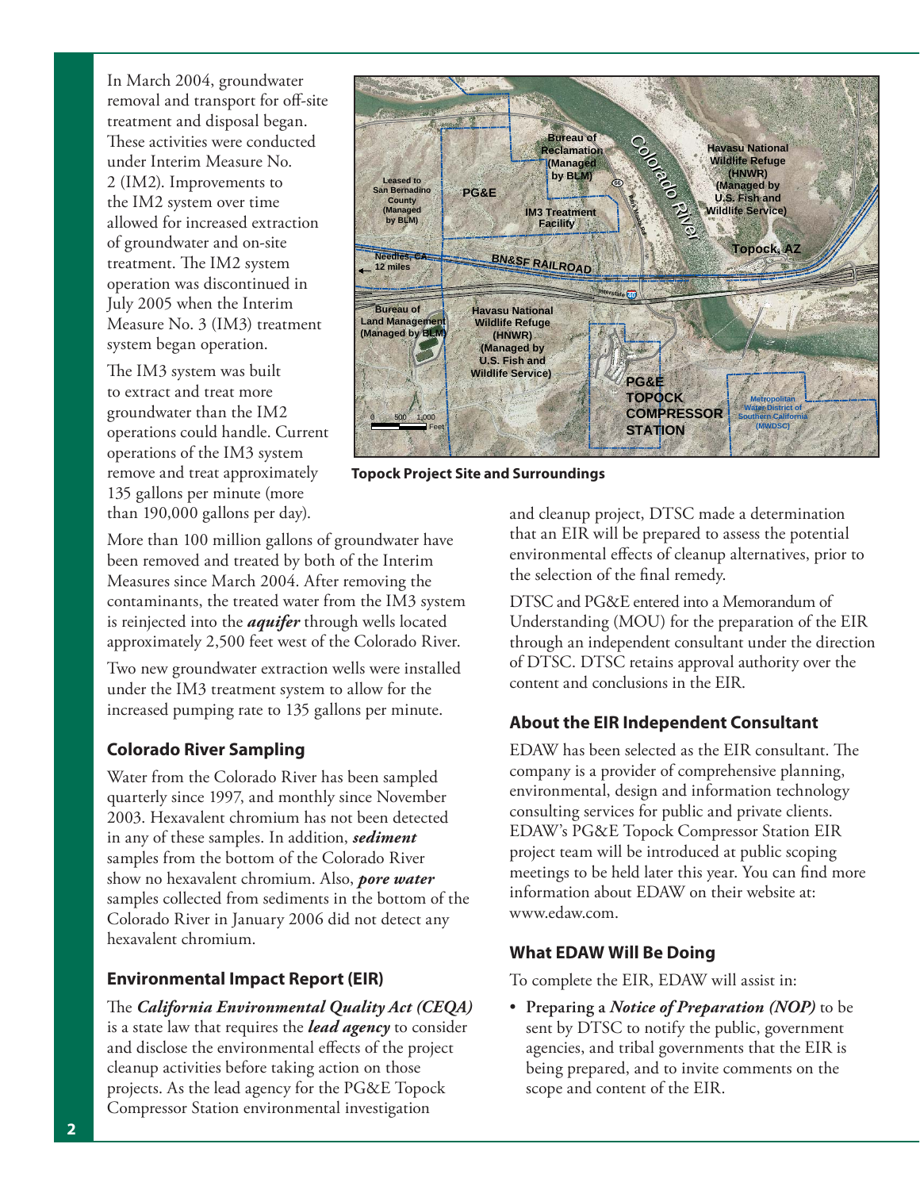In March 2004, groundwater removal and transport for off-site treatment and disposal began. These activities were conducted under Interim Measure No. 2 (IM2). Improvements to the IM2 system over time allowed for increased extraction of groundwater and on-site treatment. The IM2 system operation was discontinued in July 2005 when the Interim Measure No. 3 (IM3) treatment system began operation.

The IM3 system was built to extract and treat more groundwater than the IM2 operations could handle. Current operations of the IM3 system remove and treat approximately 135 gallons per minute (more than 190,000 gallons per day).

Topock Project Site and Surroundings

More than 100 million gallons of groundwater have been removed and treated by both of the Interim Measures since March 2004. After removing the contaminants, the treated water from the IM3 system is reinjected into the ***aquifer*** through wells located approximately 2,500 feet west of the Colorado River.

Two new groundwater extraction wells were installed under the IM3 treatment system to allow for the increased pumping rate to 135 gallons per minute.

### Colorado River Sampling

Water from the Colorado River has been sampled quarterly since 1997, and monthly since November 2003. Hexavalent chromium has not been detected in any of these samples. In addition, ***sediment*** samples from the bottom of the Colorado River show no hexavalent chromium. Also, ***pore water*** samples collected from sediments in the bottom of the Colorado River in January 2006 did not detect any hexavalent chromium.

### Environmental Impact Report (EIR)

The ***California Environmental Quality Act (CEQA)*** is a state law that requires the ***lead agency*** to consider and disclose the environmental effects of the project cleanup activities before taking action on those projects. As the lead agency for the PG&E Topock Compressor Station environmental investigation and cleanup project, DTSC made a determination that an EIR will be prepared to assess the potential environmental effects of cleanup alternatives, prior to the selection of the final remedy.

DTSC and PG&E entered into a Memorandum of Understanding (MOU) for the preparation of the EIR through an independent consultant under the direction of DTSC. DTSC retains approval authority over the content and conclusions in the EIR.

### About the EIR Independent Consultant

EDAW has been selected as the EIR consultant. The company is a provider of comprehensive planning, environmental, design and information technology consulting services for public and private clients. EDAW's PG&E Topock Compressor Station EIR project team will be introduced at public scoping meetings to be held later this year. You can find more information about EDAW on their website at: www.edaw.com.

### What EDAW Will Be Doing

To complete the EIR, EDAW will assist in:

- **Preparing a *Notice of Preparation (NOP)*** to be sent by DTSC to notify the public, government agencies, and tribal governments that the EIR is being prepared, and to invite comments on the scope and content of the EIR.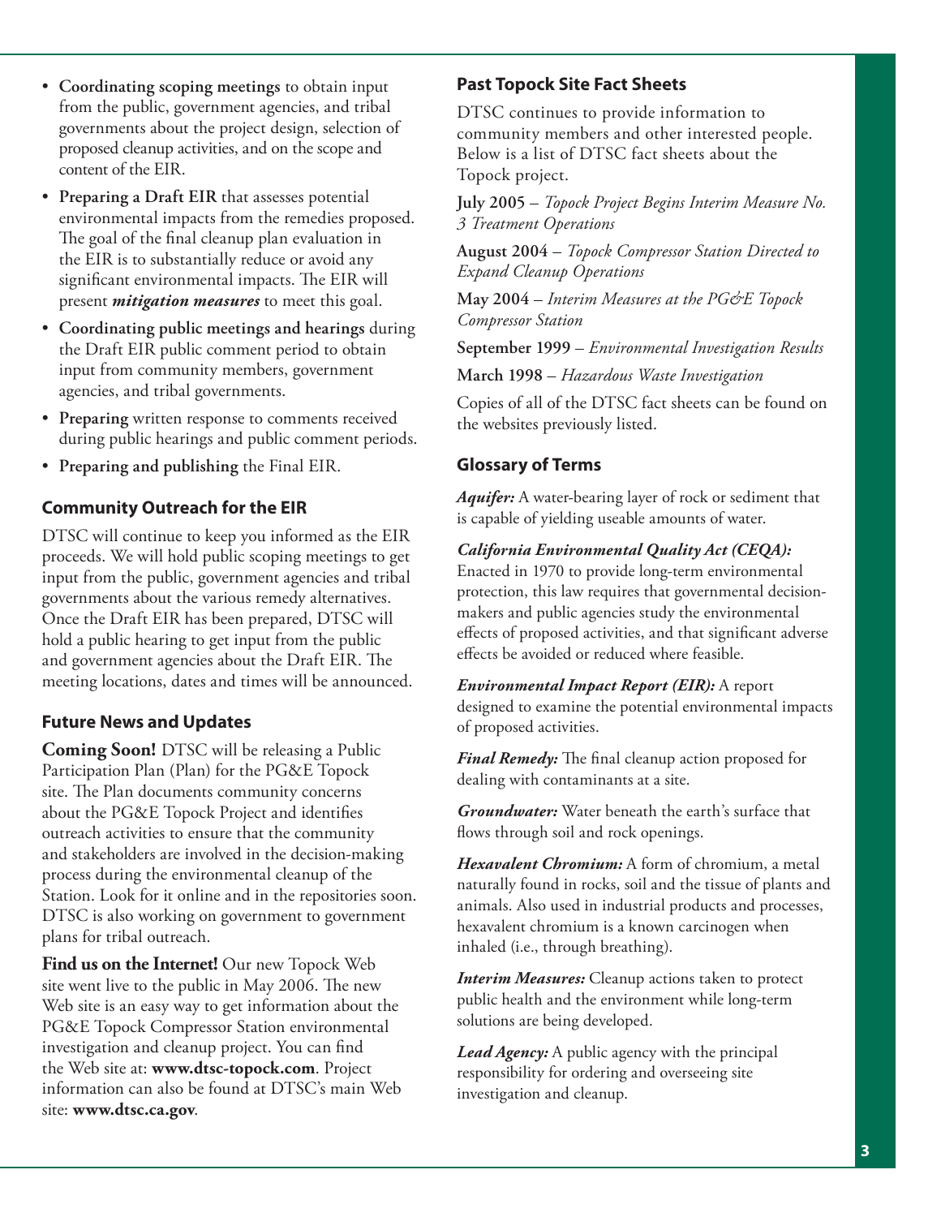- **Coordinating scoping meetings** to obtain input from the public, government agencies, and tribal governments about the project design, selection of proposed cleanup activities, and on the scope and content of the EIR.
- **Preparing a Draft EIR** that assesses potential environmental impacts from the remedies proposed. The goal of the final cleanup plan evaluation in the EIR is to substantially reduce or avoid any significant environmental impacts. The EIR will present ***mitigation measures*** to meet this goal.
- **Coordinating public meetings and hearings** during the Draft EIR public comment period to obtain input from community members, government agencies, and tribal governments.
- **Preparing** written response to comments received during public hearings and public comment periods.
- **Preparing and publishing** the Final EIR.

### Community Outreach for the EIR

DTSC will continue to keep you informed as the EIR proceeds. We will hold public scoping meetings to get input from the public, government agencies and tribal governments about the various remedy alternatives. Once the Draft EIR has been prepared, DTSC will hold a public hearing to get input from the public and government agencies about the Draft EIR. The meeting locations, dates and times will be announced.

### Future News and Updates

**Coming Soon!** DTSC will be releasing a Public Participation Plan (Plan) for the PG&E Topock site. The Plan documents community concerns about the PG&E Topock Project and identifies outreach activities to ensure that the community and stakeholders are involved in the decision-making process during the environmental cleanup of the Station. Look for it online and in the repositories soon. DTSC is also working on government to government plans for tribal outreach.

**Find us on the Internet!** Our new Topock Web site went live to the public in May 2006. The new Web site is an easy way to get information about the PG&E Topock Compressor Station environmental investigation and cleanup project. You can find the Web site at: **www.dtsc-topock.com**. Project information can also be found at DTSC's main Web site: **www.dtsc.ca.gov**.

### Past Topock Site Fact Sheets

DTSC continues to provide information to community members and other interested people. Below is a list of DTSC fact sheets about the Topock project.

**July 2005** – *Topock Project Begins Interim Measure No. 3 Treatment Operations*

**August 2004** – *Topock Compressor Station Directed to Expand Cleanup Operations*

**May 2004** – *Interim Measures at the PG&E Topock Compressor Station*

**September 1999** – *Environmental Investigation Results*

**March 1998** – *Hazardous Waste Investigation*

Copies of all of the DTSC fact sheets can be found on the websites previously listed.

### Glossary of Terms

***Aquifer:*** A water-bearing layer of rock or sediment that is capable of yielding useable amounts of water.

***California Environmental Quality Act (CEQA):*** Enacted in 1970 to provide long-term environmental protection, this law requires that governmental decision-makers and public agencies study the environmental effects of proposed activities, and that significant adverse effects be avoided or reduced where feasible.

***Environmental Impact Report (EIR):*** A report designed to examine the potential environmental impacts of proposed activities.

***Final Remedy:*** The final cleanup action proposed for dealing with contaminants at a site.

***Groundwater:*** Water beneath the earth's surface that flows through soil and rock openings.

***Hexavalent Chromium:*** A form of chromium, a metal naturally found in rocks, soil and the tissue of plants and animals. Also used in industrial products and processes, hexavalent chromium is a known carcinogen when inhaled (i.e., through breathing).

***Interim Measures:*** Cleanup actions taken to protect public health and the environment while long-term solutions are being developed.

***Lead Agency:*** A public agency with the principal responsibility for ordering and overseeing site investigation and cleanup.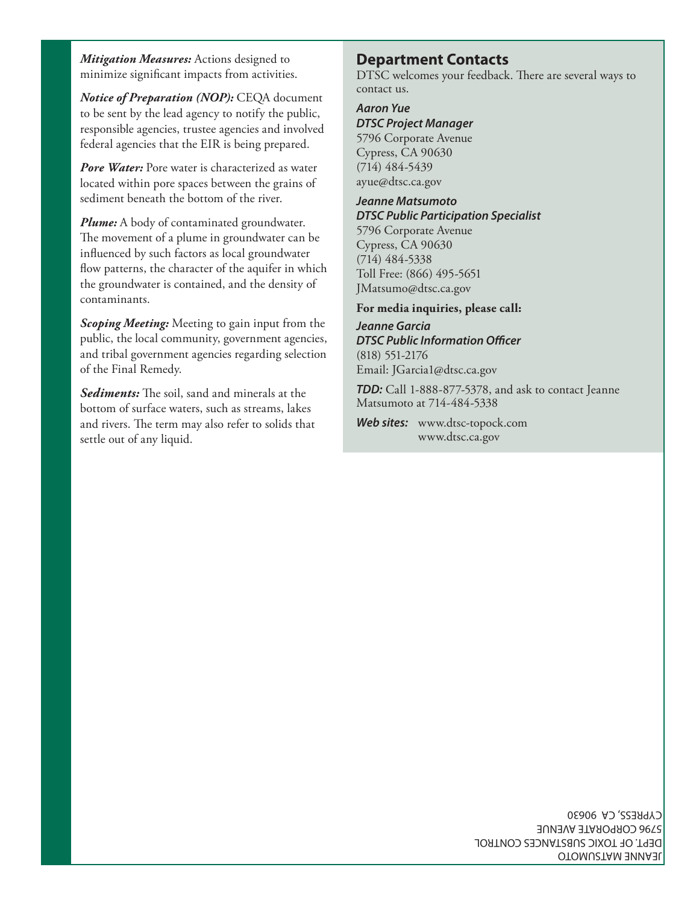***Mitigation Measures:*** Actions designed to minimize significant impacts from activities.

***Notice of Preparation (NOP):*** CEQA document to be sent by the lead agency to notify the public, responsible agencies, trustee agencies and involved federal agencies that the EIR is being prepared.

***Pore Water:*** Pore water is characterized as water located within pore spaces between the grains of sediment beneath the bottom of the river.

***Plume:*** A body of contaminated groundwater. The movement of a plume in groundwater can be influenced by such factors as local groundwater flow patterns, the character of the aquifer in which the groundwater is contained, and the density of contaminants.

***Scoping Meeting:*** Meeting to gain input from the public, the local community, government agencies, and tribal government agencies regarding selection of the Final Remedy.

***Sediments:*** The soil, sand and minerals at the bottom of surface waters, such as streams, lakes and rivers. The term may also refer to solids that settle out of any liquid.

## Department Contacts

DTSC welcomes your feedback. There are several ways to contact us.

***Aaron Yue***
***DTSC Project Manager***
5796 Corporate Avenue
Cypress, CA 90630
(714) 484-5439
ayue@dtsc.ca.gov

***Jeanne Matsumoto***
***DTSC Public Participation Specialist***
5796 Corporate Avenue
Cypress, CA 90630
(714) 484-5338
Toll Free: (866) 495-5651
JMatsumo@dtsc.ca.gov

**For media inquiries, please call:**

***Jeanne Garcia***
***DTSC Public Information Officer***
(818) 551-2176
Email: JGarcia1@dtsc.ca.gov

***TDD:*** Call 1-888-877-5378, and ask to contact Jeanne Matsumoto at 714-484-5338

***Web sites:*** www.dtsc-topock.com
www.dtsc.ca.gov

JEANNE MATSUMOTO
DEPT. OF TOXIC SUBSTANCES CONTROL
5796 CORPORATE AVENUE
CYPRESS, CA 90630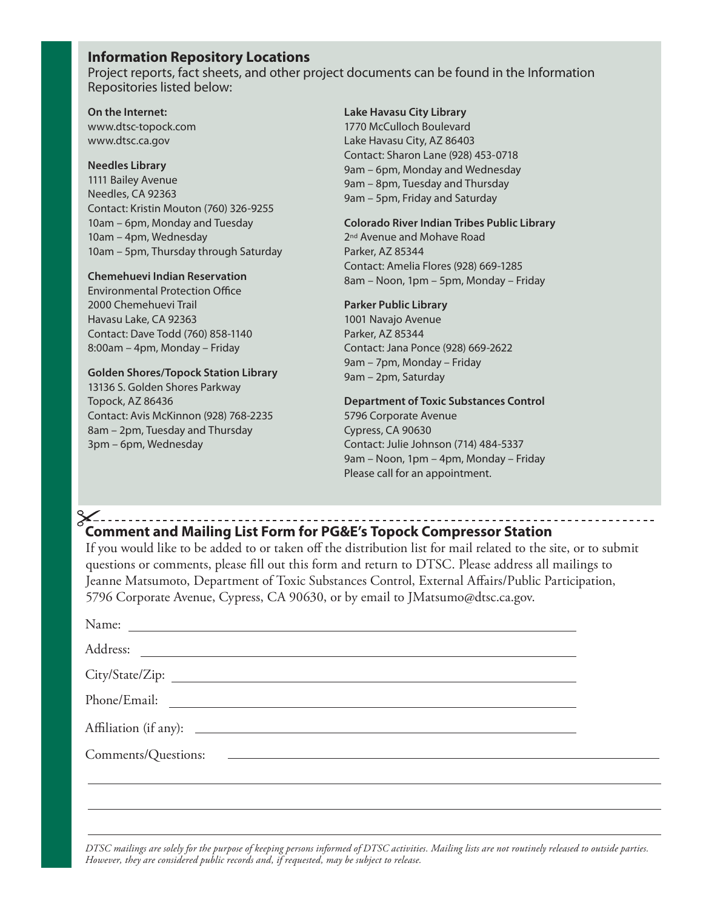## Information Repository Locations

Project reports, fact sheets, and other project documents can be found in the Information Repositories listed below:

**On the Internet:**
www.dtsc-topock.com
www.dtsc.ca.gov

**Needles Library**
1111 Bailey Avenue
Needles, CA 92363
Contact: Kristin Mouton (760) 326-9255
10am – 6pm, Monday and Tuesday
10am – 4pm, Wednesday
10am – 5pm, Thursday through Saturday

**Chemehuevi Indian Reservation**
Environmental Protection Office
2000 Chemehuevi Trail
Havasu Lake, CA 92363
Contact: Dave Todd (760) 858-1140
8:00am – 4pm, Monday – Friday

**Golden Shores/Topock Station Library**
13136 S. Golden Shores Parkway
Topock, AZ 86436
Contact: Avis McKinnon (928) 768-2235
8am – 2pm, Tuesday and Thursday
3pm – 6pm, Wednesday

**Lake Havasu City Library**
1770 McCulloch Boulevard
Lake Havasu City, AZ 86403
Contact: Sharon Lane (928) 453-0718
9am – 6pm, Monday and Wednesday
9am – 8pm, Tuesday and Thursday
9am – 5pm, Friday and Saturday

**Colorado River Indian Tribes Public Library**
2nd Avenue and Mohave Road
Parker, AZ 85344
Contact: Amelia Flores (928) 669-1285
8am – Noon, 1pm – 5pm, Monday – Friday

**Parker Public Library**
1001 Navajo Avenue
Parker, AZ 85344
Contact: Jana Ponce (928) 669-2622
9am – 7pm, Monday – Friday
9am – 2pm, Saturday

**Department of Toxic Substances Control**
5796 Corporate Avenue
Cypress, CA 90630
Contact: Julie Johnson (714) 484-5337
9am – Noon, 1pm – 4pm, Monday – Friday
Please call for an appointment.

## Comment and Mailing List Form for PG&E's Topock Compressor Station

If you would like to be added to or taken off the distribution list for mail related to the site, or to submit questions or comments, please fill out this form and return to DTSC. Please address all mailings to Jeanne Matsumoto, Department of Toxic Substances Control, External Affairs/Public Participation, 5796 Corporate Avenue, Cypress, CA 90630, or by email to JMatsumo@dtsc.ca.gov.

Name: ______________________________

Address: ______________________________

City/State/Zip: ______________________________

Phone/Email: ______________________________

Affiliation (if any): ______________________________

Comments/Questions: ______________________________

______________________________

______________________________

______________________________

*DTSC mailings are solely for the purpose of keeping persons informed of DTSC activities. Mailing lists are not routinely released to outside parties. However, they are considered public records and, if requested, may be subject to release.*